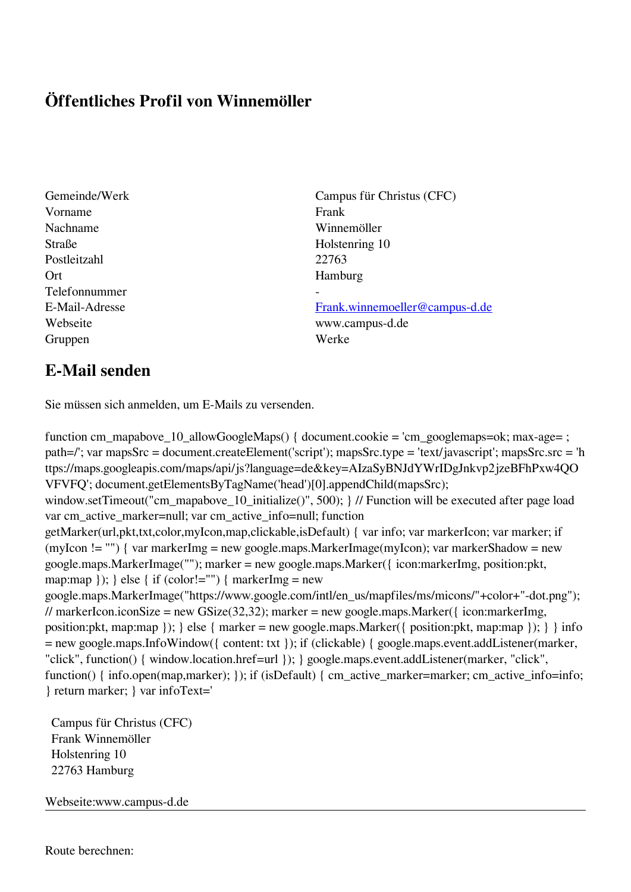# Öffentliches Profil von Winnemöller

| | |
|---|---|
| Gemeinde/Werk | Campus für Christus (CFC) |
| Vorname | Frank |
| Nachname | Winnemöller |
| Straße | Holstenring 10 |
| Postleitzahl | 22763 |
| Ort | Hamburg |
| Telefonnummer | - |
| E-Mail-Adresse | Frank.winnemoeller@campus-d.de |
| Webseite | www.campus-d.de |
| Gruppen | Werke |

## E-Mail senden

Sie müssen sich anmelden, um E-Mails zu versenden.

function cm_mapabove_10_allowGoogleMaps() { document.cookie = 'cm_googlemaps=ok; max-age= ; path=/'; var mapsSrc = document.createElement('script'); mapsSrc.type = 'text/javascript'; mapsSrc.src = 'https://maps.googleapis.com/maps/api/js?language=de&key=AIzaSyBNJdYWrIDgJnkvp2jzeBFhPxw4QOVFVFQ'; document.getElementsByTagName('head')[0].appendChild(mapsSrc); window.setTimeout("cm_mapabove_10_initialize()", 500); } // Function will be executed after page load var cm_active_marker=null; var cm_active_info=null; function getMarker(url,pkt,txt,color,myIcon,map,clickable,isDefault) { var info; var markerIcon; var marker; if (myIcon != "") { var markerImg = new google.maps.MarkerImage(myIcon); var markerShadow = new google.maps.MarkerImage(""); marker = new google.maps.Marker({ icon:markerImg, position:pkt, map:map }); } else { if (color!="") { markerImg = new google.maps.MarkerImage("https://www.google.com/intl/en_us/mapfiles/ms/micons/"+color+"-dot.png"); // markerIcon.iconSize = new GSize(32,32); marker = new google.maps.Marker({ icon:markerImg, position:pkt, map:map }); } else { marker = new google.maps.Marker({ position:pkt, map:map }); } } info = new google.maps.InfoWindow({ content: txt }); if (clickable) { google.maps.event.addListener(marker, "click", function() { window.location.href=url }); } google.maps.event.addListener(marker, "click", function() { info.open(map,marker); }); if (isDefault) { cm_active_marker=marker; cm_active_info=info; } return marker; } var infoText='

Campus für Christus (CFC)
Frank Winnemöller
Holstenring 10
22763 Hamburg

Webseite:www.campus-d.de

---

Route berechnen: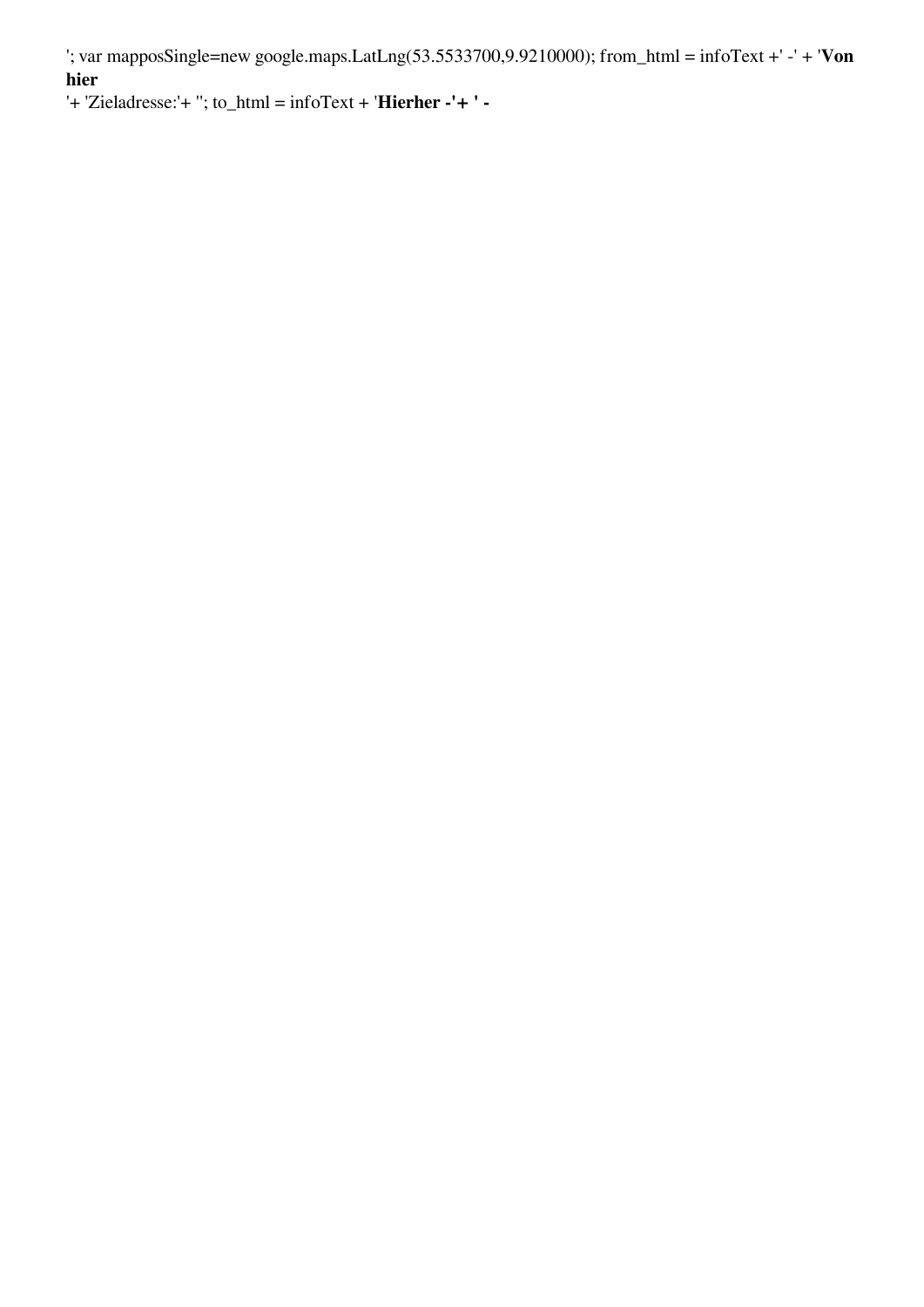'; var mapposSingle=new google.maps.LatLng(53.5533700,9.9210000); from_html = infoText +' -' + '**Von hier**
'+ 'Zieladresse:'+ ''; to_html = infoText + '**Hierher -'+ ' -**